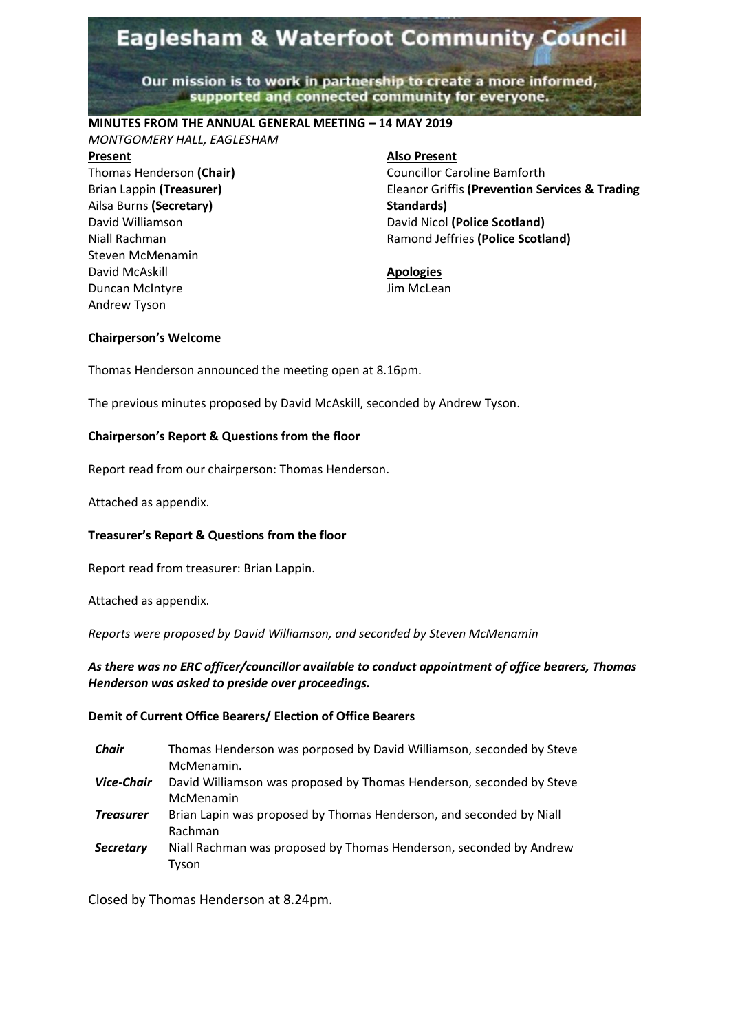# Eaglesham & Waterfoot Community Council

Our mission is to work in partnership to create a more informed, supported and connected community for everyone.

**MINUTES FROM THE ANNUAL GENERAL MEETING – 14 MAY 2019**

*MONTGOMERY HALL, EAGLESHAM*

**Present**

Thomas Henderson **(Chair)**
Brian Lappin **(Treasurer)**
Ailsa Burns **(Secretary)**
David Williamson
Niall Rachman
Steven McMenamin
David McAskill
Duncan McIntyre
Andrew Tyson

**Also Present**

Councillor Caroline Bamforth
Eleanor Griffis **(Prevention Services & Trading Standards)**
David Nicol **(Police Scotland)**
Ramond Jeffries **(Police Scotland)**

**Apologies**

Jim McLean

**Chairperson's Welcome**

Thomas Henderson announced the meeting open at 8.16pm.

The previous minutes proposed by David McAskill, seconded by Andrew Tyson.

**Chairperson's Report & Questions from the floor**

Report read from our chairperson: Thomas Henderson.

Attached as appendix.

**Treasurer's Report & Questions from the floor**

Report read from treasurer: Brian Lappin.

Attached as appendix.

*Reports were proposed by David Williamson, and seconded by Steven McMenamin*

***As there was no ERC officer/councillor available to conduct appointment of office bearers, Thomas Henderson was asked to preside over proceedings.***

**Demit of Current Office Bearers/ Election of Office Bearers**

| | |
|---|---|
| ***Chair*** | Thomas Henderson was porposed by David Williamson, seconded by Steve McMenamin. |
| ***Vice-Chair*** | David Williamson was proposed by Thomas Henderson, seconded by Steve McMenamin |
| ***Treasurer*** | Brian Lapin was proposed by Thomas Henderson, and seconded by Niall Rachman |
| ***Secretary*** | Niall Rachman was proposed by Thomas Henderson, seconded by Andrew Tyson |

Closed by Thomas Henderson at 8.24pm.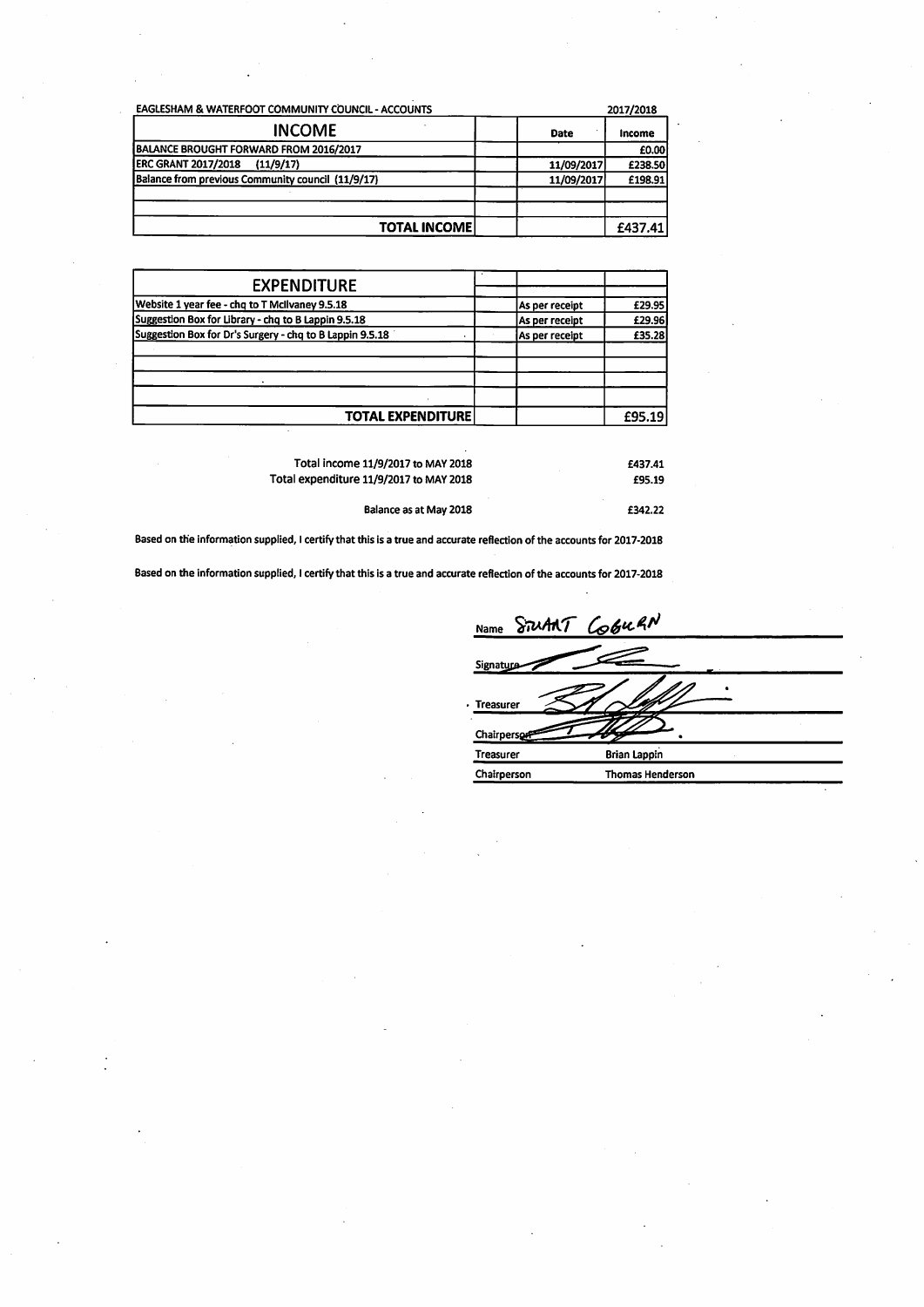EAGLESHAM & WATERFOOT COMMUNITY COUNCIL - ACCOUNTS 2017/2018

| INCOME | | Date | Income |
|---|---|---|---|
| BALANCE BROUGHT FORWARD FROM 2016/2017 | | | £0.00 |
| ERC GRANT 2017/2018 (11/9/17) | | 11/09/2017 | £238.50 |
| Balance from previous Community council (11/9/17) | | 11/09/2017 | £198.91 |
| | | | |
| **TOTAL INCOME** | | | £437.41 |

| EXPENDITURE | | | |
|---|---|---|---|
| Website 1 year fee - chq to T McIlvaney 9.5.18 | | As per receipt | £29.95 |
| Suggestion Box for Library - chq to B Lappin 9.5.18 | | As per receipt | £29.96 |
| Suggestion Box for Dr's Surgery - chq to B Lappin 9.5.18 | | As per receipt | £35.28 |
| | | | |
| | | | |
| | | | |
| **TOTAL EXPENDITURE** | | | £95.19 |

| | |
|---|---|
| Total income 11/9/2017 to MAY 2018 | £437.41 |
| Total expenditure 11/9/2017 to MAY 2018 | £95.19 |
| Balance as at May 2018 | £342.22 |

Based on the information supplied, I certify that this is a true and accurate reflection of the accounts for 2017-2018

Based on the information supplied, I certify that this is a true and accurate reflection of the accounts for 2017-2018

Name STUART COBURN

Signature

Treasurer

Chairperson

| | |
|---|---|
| Treasurer | Brian Lappin |
| Chairperson | Thomas Henderson |